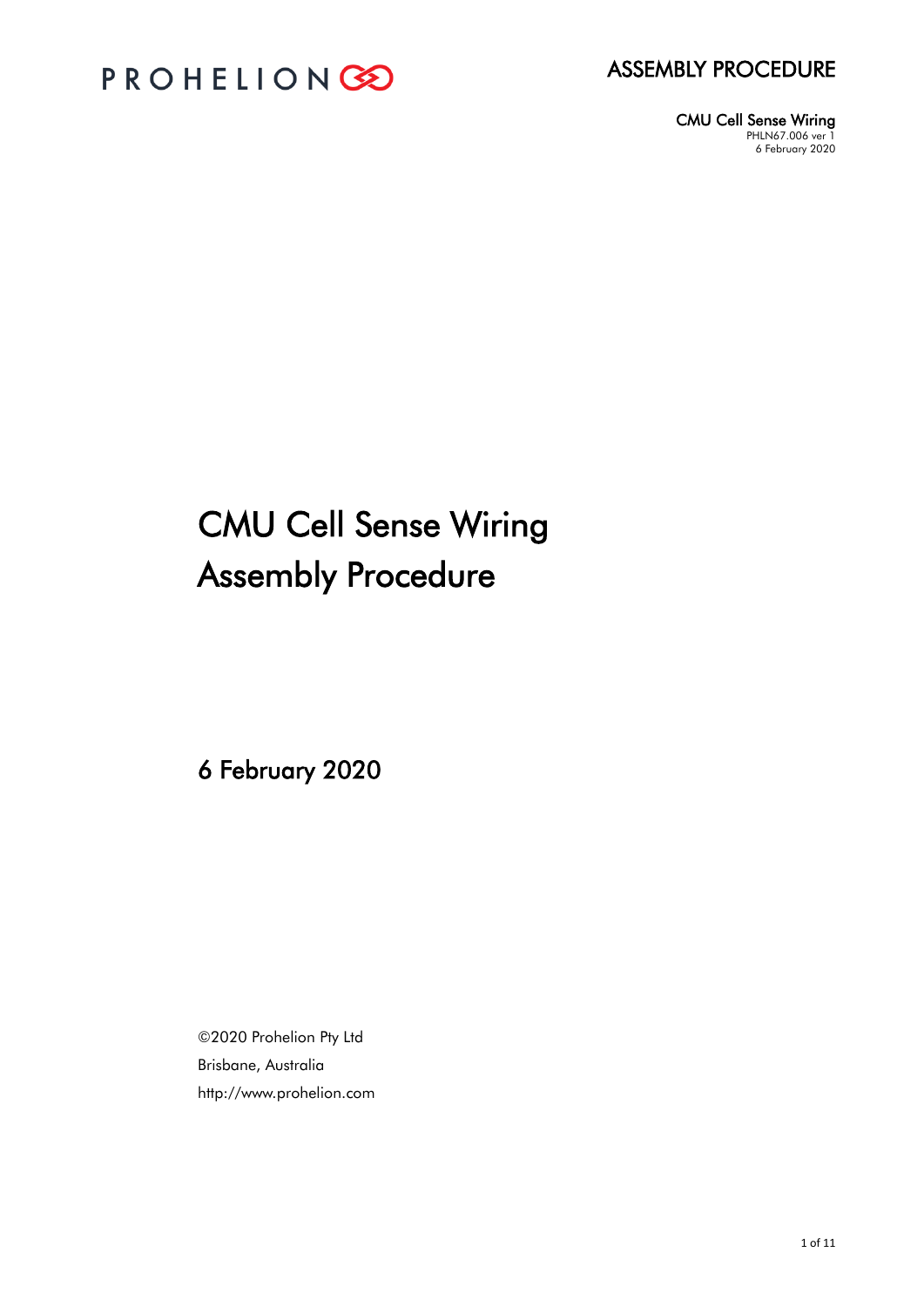PROHELION

ASSEMBLY PROCEDURE

CMU Cell Sense Wiring
PHLN67.006 ver 1
6 February 2020

# CMU Cell Sense Wiring Assembly Procedure

## 6 February 2020

©2020 Prohelion Pty Ltd
Brisbane, Australia
http://www.prohelion.com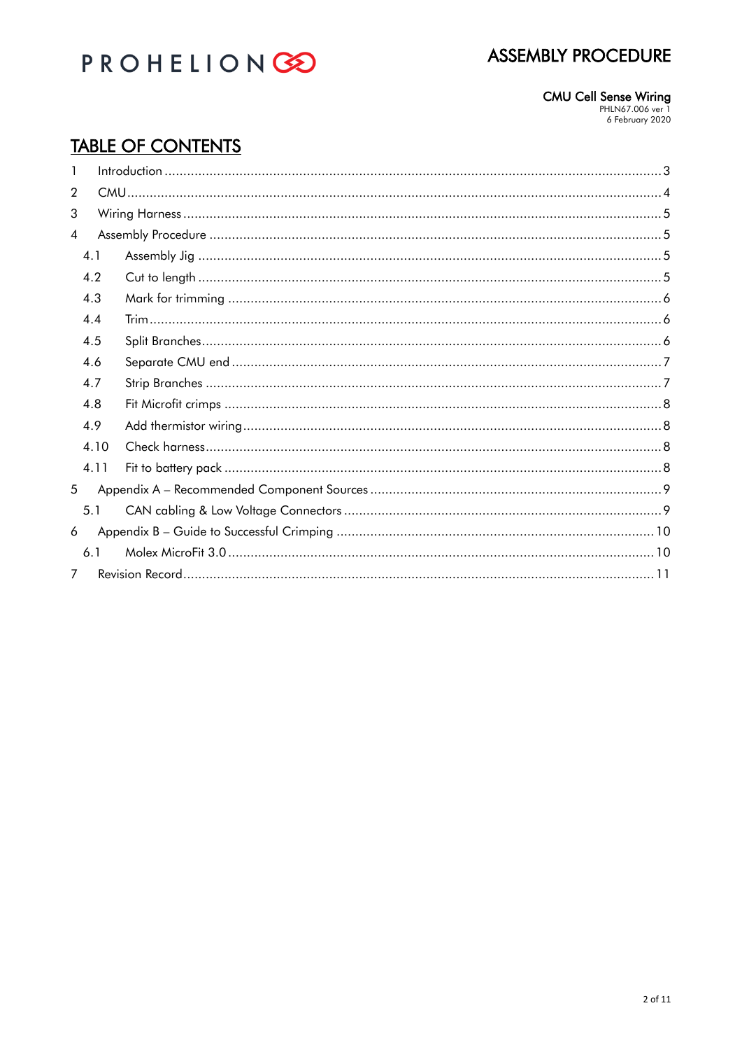# TABLE OF CONTENTS

1 Introduction ........................................................................ 3
2 CMU ........................................................................ 4
3 Wiring Harness ........................................................................ 5
4 Assembly Procedure ........................................................................ 5
  4.1 Assembly Jig ........................................................................ 5
  4.2 Cut to length ........................................................................ 5
  4.3 Mark for trimming ........................................................................ 6
  4.4 Trim ........................................................................ 6
  4.5 Split Branches ........................................................................ 6
  4.6 Separate CMU end ........................................................................ 7
  4.7 Strip Branches ........................................................................ 7
  4.8 Fit Microfit crimps ........................................................................ 8
  4.9 Add thermistor wiring ........................................................................ 8
  4.10 Check harness ........................................................................ 8
  4.11 Fit to battery pack ........................................................................ 8
5 Appendix A – Recommended Component Sources ........................................................................ 9
  5.1 CAN cabling & Low Voltage Connectors ........................................................................ 9
6 Appendix B – Guide to Successful Crimping ........................................................................ 10
  6.1 Molex MicroFit 3.0 ........................................................................ 10
7 Revision Record ........................................................................ 11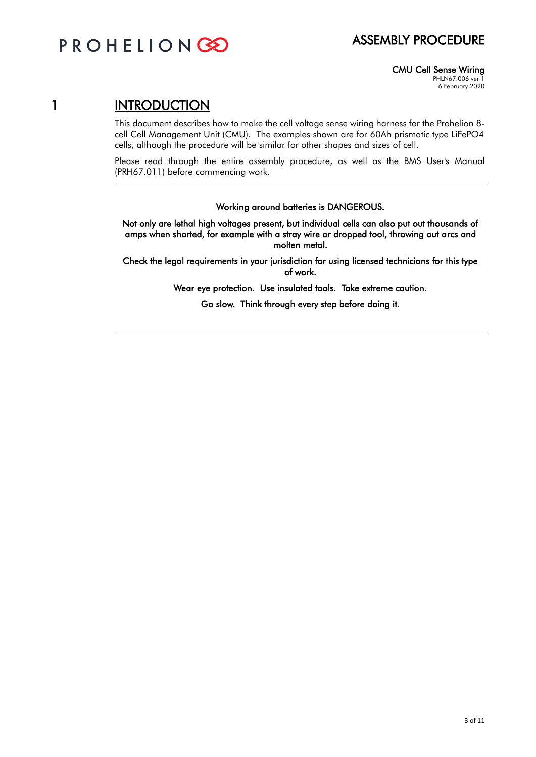# 1 INTRODUCTION

This document describes how to make the cell voltage sense wiring harness for the Prohelion 8-cell Cell Management Unit (CMU). The examples shown are for 60Ah prismatic type LiFePO4 cells, although the procedure will be similar for other shapes and sizes of cell.

Please read through the entire assembly procedure, as well as the BMS User's Manual (PRH67.011) before commencing work.

> Working around batteries is DANGEROUS.
>
> Not only are lethal high voltages present, but individual cells can also put out thousands of amps when shorted, for example with a stray wire or dropped tool, throwing out arcs and molten metal.
>
> Check the legal requirements in your jurisdiction for using licensed technicians for this type of work.
>
> Wear eye protection. Use insulated tools. Take extreme caution.
>
> Go slow. Think through every step before doing it.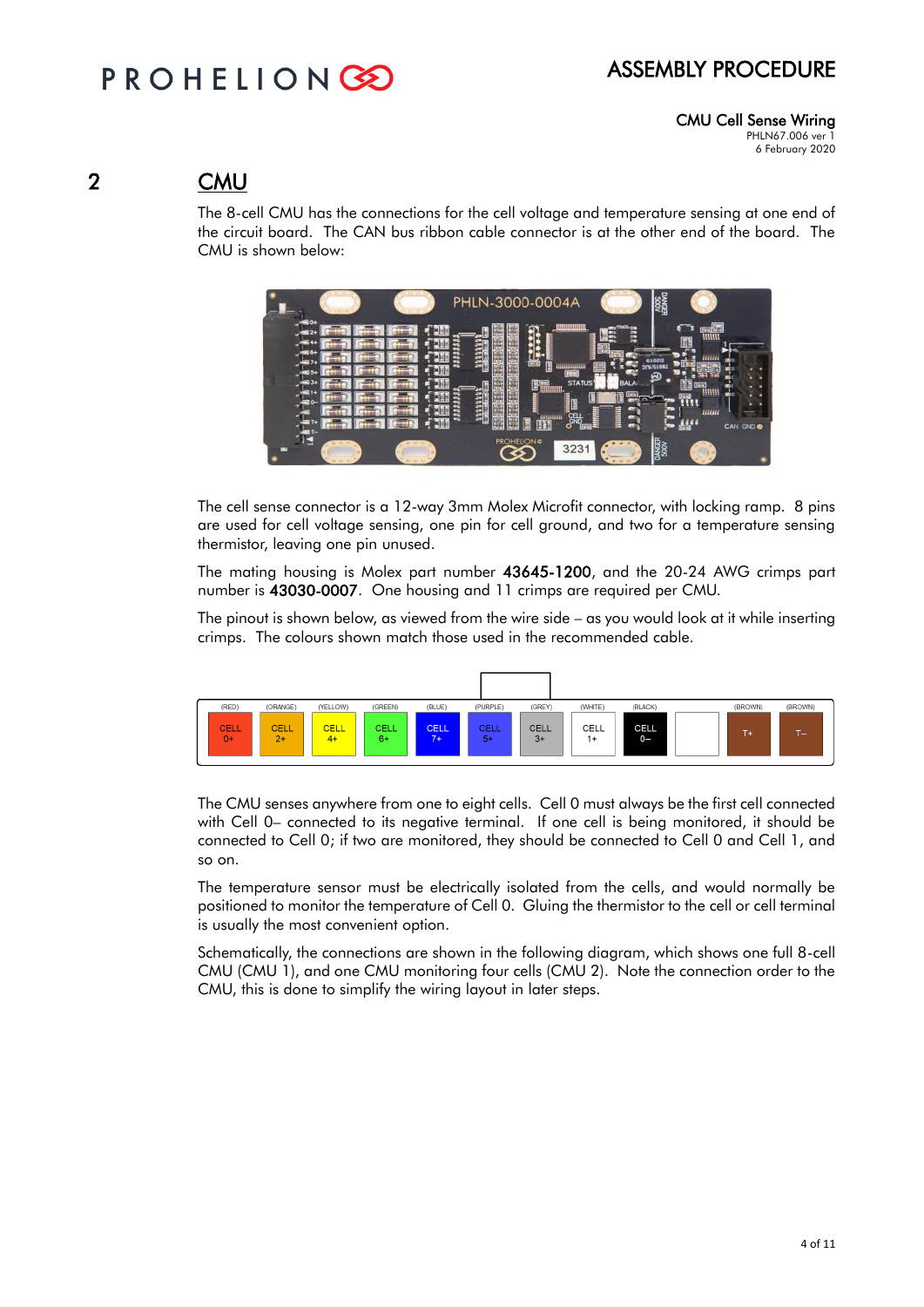## 2 CMU

The 8-cell CMU has the connections for the cell voltage and temperature sensing at one end of the circuit board. The CAN bus ribbon cable connector is at the other end of the board. The CMU is shown below:

The cell sense connector is a 12-way 3mm Molex Microfit connector, with locking ramp. 8 pins are used for cell voltage sensing, one pin for cell ground, and two for a temperature sensing thermistor, leaving one pin unused.

The mating housing is Molex part number **43645-1200**, and the 20-24 AWG crimps part number is **43030-0007**. One housing and 11 crimps are required per CMU.

The pinout is shown below, as viewed from the wire side – as you would look at it while inserting crimps. The colours shown match those used in the recommended cable.

| (RED) | (ORANGE) | (YELLOW) | (GREEN) | (BLUE) | (PURPLE) | (GREY) | (WHITE) | (BLACK) | | (BROWN) | (BROWN) |
|---|---|---|---|---|---|---|---|---|---|---|---|
| CELL 0+ | CELL 2+ | CELL 4+ | CELL 6+ | CELL 7+ | CELL 5+ | CELL 3+ | CELL 1+ | CELL 0– | | T+ | T– |

The CMU senses anywhere from one to eight cells. Cell 0 must always be the first cell connected with Cell 0– connected to its negative terminal. If one cell is being monitored, it should be connected to Cell 0; if two are monitored, they should be connected to Cell 0 and Cell 1, and so on.

The temperature sensor must be electrically isolated from the cells, and would normally be positioned to monitor the temperature of Cell 0. Gluing the thermistor to the cell or cell terminal is usually the most convenient option.

Schematically, the connections are shown in the following diagram, which shows one full 8-cell CMU (CMU 1), and one CMU monitoring four cells (CMU 2). Note the connection order to the CMU, this is done to simplify the wiring layout in later steps.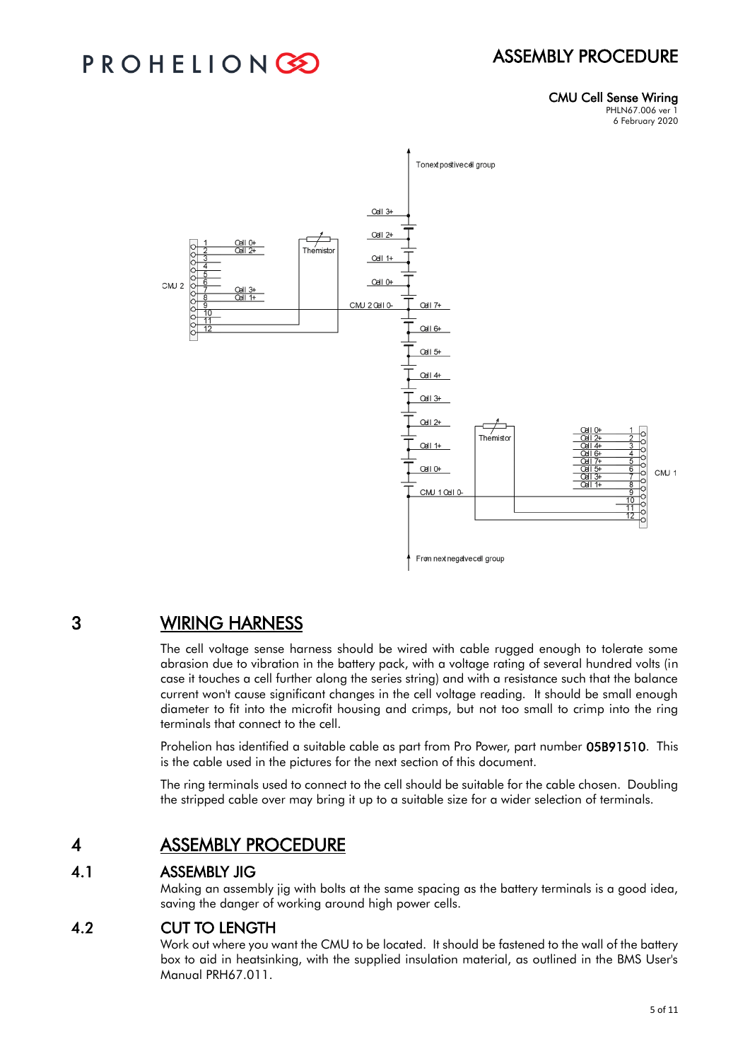Tonextpostivecell group

Cell 3+
Cell 2+
Cell 1+
Cell 0+
CMU 2 Cell 0-
Cell 7+
Cell 6+
Cell 5+
Cell 4+
Cell 3+
Cell 2+
Cell 1+
Cell 0+
CMU 1 Cell 0-

From nextnegativecell group

CMU 2
1 Cell 0+
2 Cell 2+
3
4
5
6
7 Cell 3+
8 Cell 1+
9
10
11
12
Thermistor

CMU 1
1 Cell 0+
2 Cell 2+
3 Cell 4+
4 Cell 6+
5 Cell 7+
6 Cell 5+
7 Cell 3+
8 Cell 1+
9
10
11
12
Thermistor

# 3 WIRING HARNESS

The cell voltage sense harness should be wired with cable rugged enough to tolerate some abrasion due to vibration in the battery pack, with a voltage rating of several hundred volts (in case it touches a cell further along the series string) and with a resistance such that the balance current won't cause significant changes in the cell voltage reading. It should be small enough diameter to fit into the microfit housing and crimps, but not too small to crimp into the ring terminals that connect to the cell.

Prohelion has identified a suitable cable as part from Pro Power, part number **05B91510**. This is the cable used in the pictures for the next section of this document.

The ring terminals used to connect to the cell should be suitable for the cable chosen. Doubling the stripped cable over may bring it up to a suitable size for a wider selection of terminals.

# 4 ASSEMBLY PROCEDURE

## 4.1 ASSEMBLY JIG

Making an assembly jig with bolts at the same spacing as the battery terminals is a good idea, saving the danger of working around high power cells.

## 4.2 CUT TO LENGTH

Work out where you want the CMU to be located. It should be fastened to the wall of the battery box to aid in heatsinking, with the supplied insulation material, as outlined in the BMS User's Manual PRH67.011.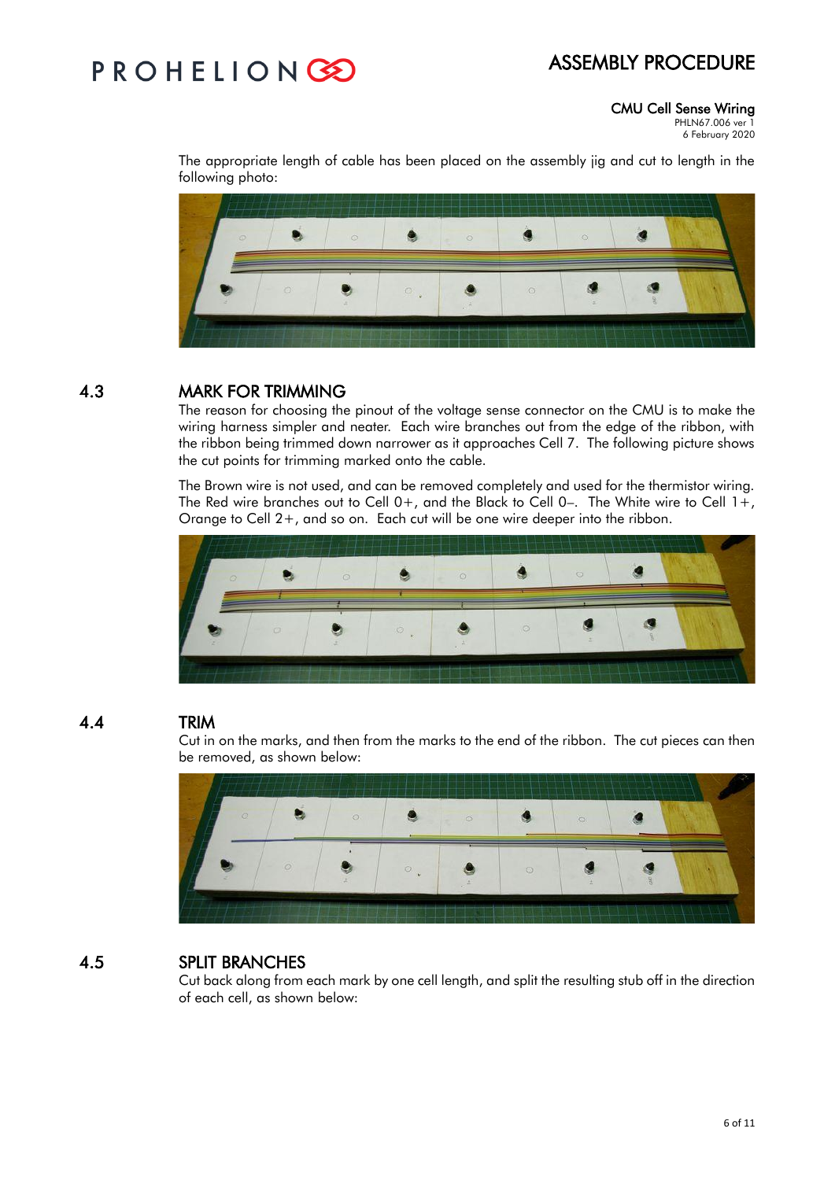The appropriate length of cable has been placed on the assembly jig and cut to length in the following photo:

## 4.3 MARK FOR TRIMMING

The reason for choosing the pinout of the voltage sense connector on the CMU is to make the wiring harness simpler and neater. Each wire branches out from the edge of the ribbon, with the ribbon being trimmed down narrower as it approaches Cell 7. The following picture shows the cut points for trimming marked onto the cable.

The Brown wire is not used, and can be removed completely and used for the thermistor wiring. The Red wire branches out to Cell 0+, and the Black to Cell 0–. The White wire to Cell 1+, Orange to Cell 2+, and so on. Each cut will be one wire deeper into the ribbon.

## 4.4 TRIM

Cut in on the marks, and then from the marks to the end of the ribbon. The cut pieces can then be removed, as shown below:

## 4.5 SPLIT BRANCHES

Cut back along from each mark by one cell length, and split the resulting stub off in the direction of each cell, as shown below: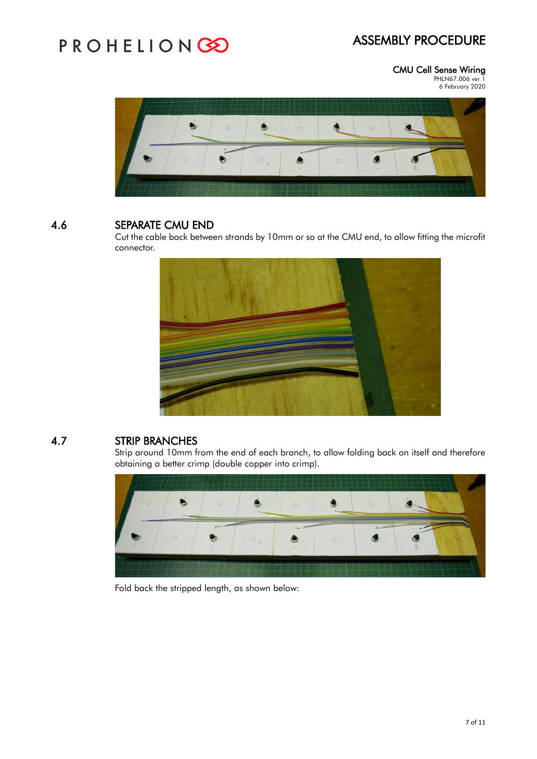## 4.6 SEPARATE CMU END

Cut the cable back between strands by 10mm or so at the CMU end, to allow fitting the microfit connector.

## 4.7 STRIP BRANCHES

Strip around 10mm from the end of each branch, to allow folding back on itself and therefore obtaining a better crimp (double copper into crimp).

Fold back the stripped length, as shown below: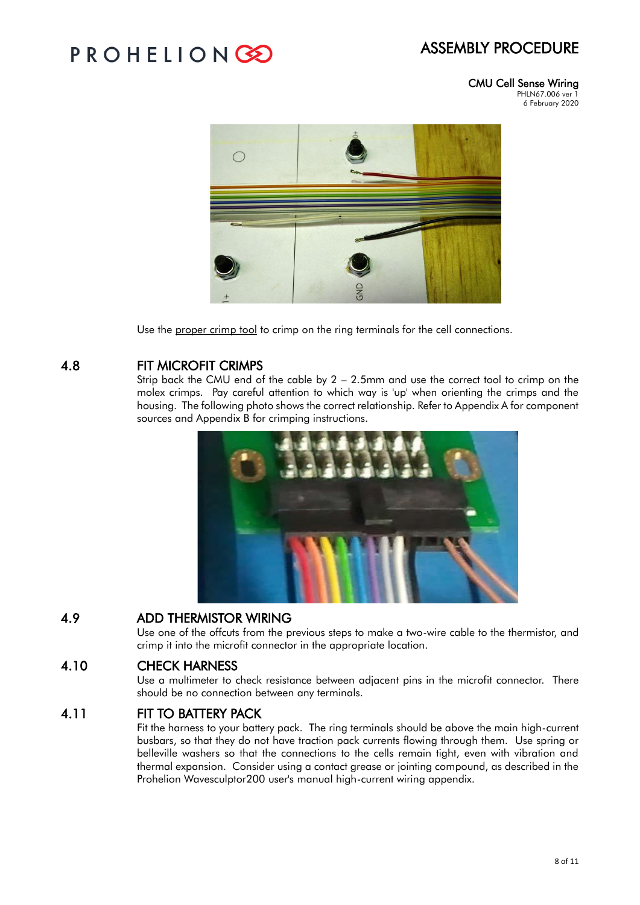Use the proper crimp tool to crimp on the ring terminals for the cell connections.

## 4.8 FIT MICROFIT CRIMPS

Strip back the CMU end of the cable by 2 – 2.5mm and use the correct tool to crimp on the molex crimps. Pay careful attention to which way is 'up' when orienting the crimps and the housing. The following photo shows the correct relationship. Refer to Appendix A for component sources and Appendix B for crimping instructions.

## 4.9 ADD THERMISTOR WIRING

Use one of the offcuts from the previous steps to make a two-wire cable to the thermistor, and crimp it into the microfit connector in the appropriate location.

## 4.10 CHECK HARNESS

Use a multimeter to check resistance between adjacent pins in the microfit connector. There should be no connection between any terminals.

## 4.11 FIT TO BATTERY PACK

Fit the harness to your battery pack. The ring terminals should be above the main high-current busbars, so that they do not have traction pack currents flowing through them. Use spring or belleville washers so that the connections to the cells remain tight, even with vibration and thermal expansion. Consider using a contact grease or jointing compound, as described in the Prohelion Wavesculptor200 user's manual high-current wiring appendix.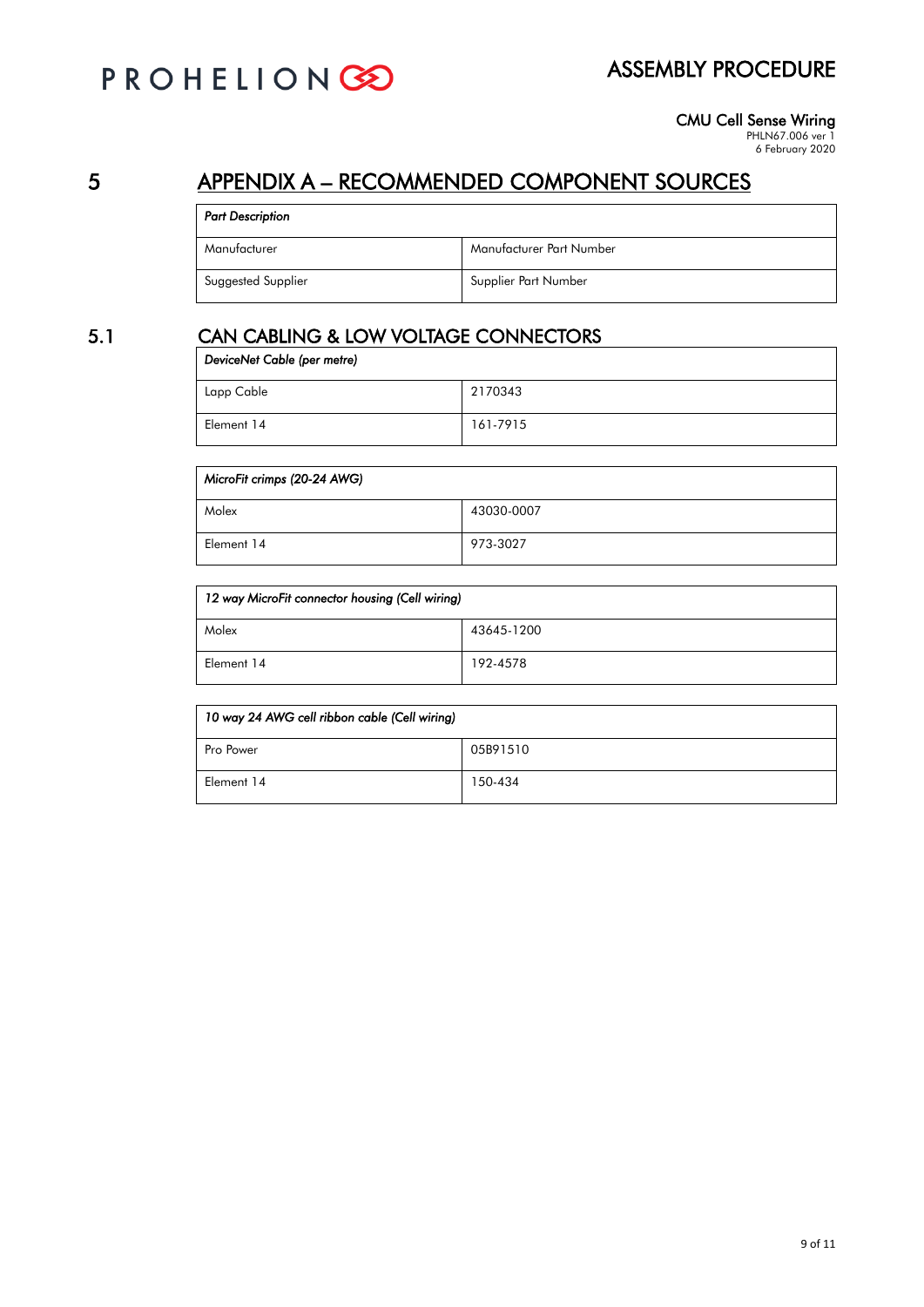# 5 APPENDIX A – RECOMMENDED COMPONENT SOURCES

| *Part Description* | |
|---|---|
| Manufacturer | Manufacturer Part Number |
| Suggested Supplier | Supplier Part Number |

## 5.1 CAN CABLING & LOW VOLTAGE CONNECTORS

| *DeviceNet Cable (per metre)* | |
|---|---|
| Lapp Cable | 2170343 |
| Element 14 | 161-7915 |

| *MicroFit crimps (20-24 AWG)* | |
|---|---|
| Molex | 43030-0007 |
| Element 14 | 973-3027 |

| *12 way MicroFit connector housing (Cell wiring)* | |
|---|---|
| Molex | 43645-1200 |
| Element 14 | 192-4578 |

| *10 way 24 AWG cell ribbon cable (Cell wiring)* | |
|---|---|
| Pro Power | 05B91510 |
| Element 14 | 150-434 |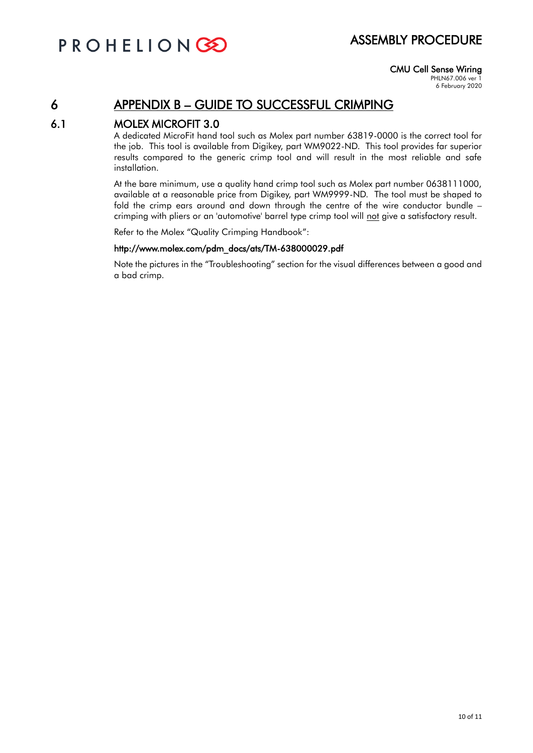# 6 APPENDIX B – GUIDE TO SUCCESSFUL CRIMPING

## 6.1 MOLEX MICROFIT 3.0

A dedicated MicroFit hand tool such as Molex part number 63819-0000 is the correct tool for the job. This tool is available from Digikey, part WM9022-ND. This tool provides far superior results compared to the generic crimp tool and will result in the most reliable and safe installation.

At the bare minimum, use a quality hand crimp tool such as Molex part number 0638111000, available at a reasonable price from Digikey, part WM9999-ND. The tool must be shaped to fold the crimp ears around and down through the centre of the wire conductor bundle – crimping with pliers or an 'automotive' barrel type crimp tool will not give a satisfactory result.

Refer to the Molex "Quality Crimping Handbook":

http://www.molex.com/pdm_docs/ats/TM-638000029.pdf

Note the pictures in the "Troubleshooting" section for the visual differences between a good and a bad crimp.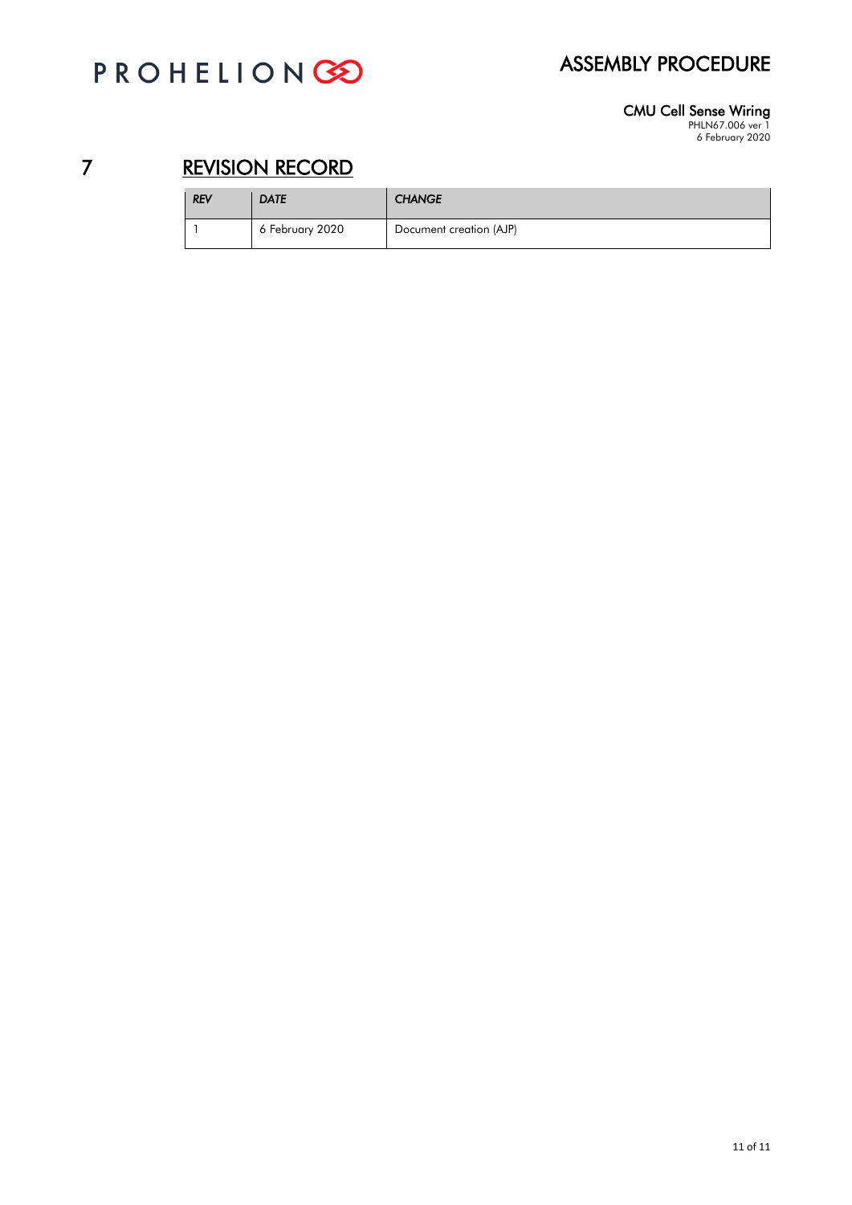# 7 REVISION RECORD

| *REV* | *DATE* | *CHANGE* |
|---|---|---|
| 1 | 6 February 2020 | Document creation (AJP) |